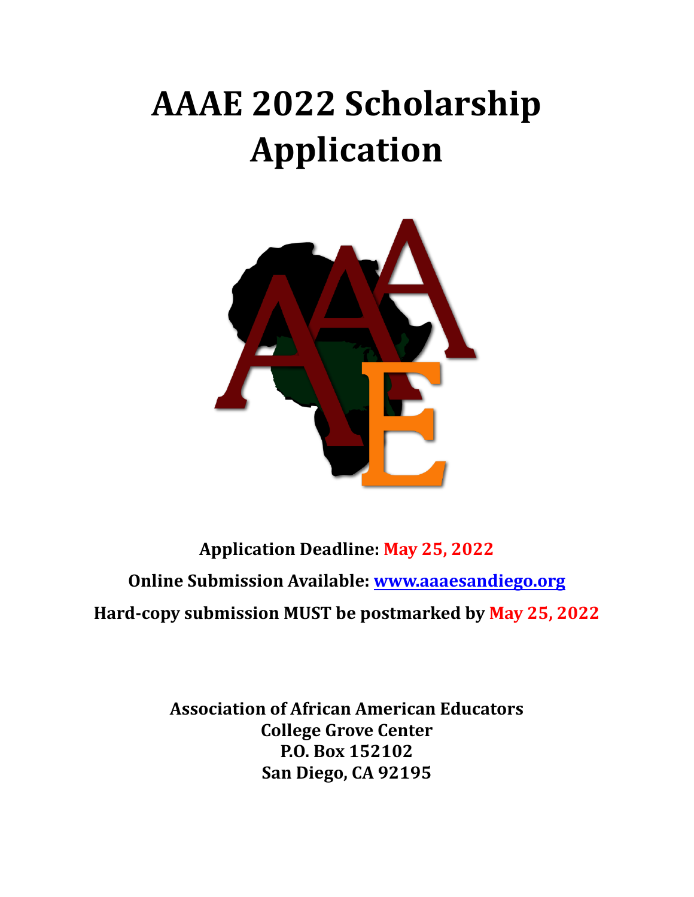# AAAE 2022 Scholarship Application

**Application Deadline: May 25, 2022**

**Online Submission Available: [www.aaaesandiego.org](http://www.aaaesandiego.org)**

**Hard-copy submission MUST be postmarked by May 25, 2022**

**Association of African American Educators**
**College Grove Center**
**P.O. Box 152102**
**San Diego, CA 92195**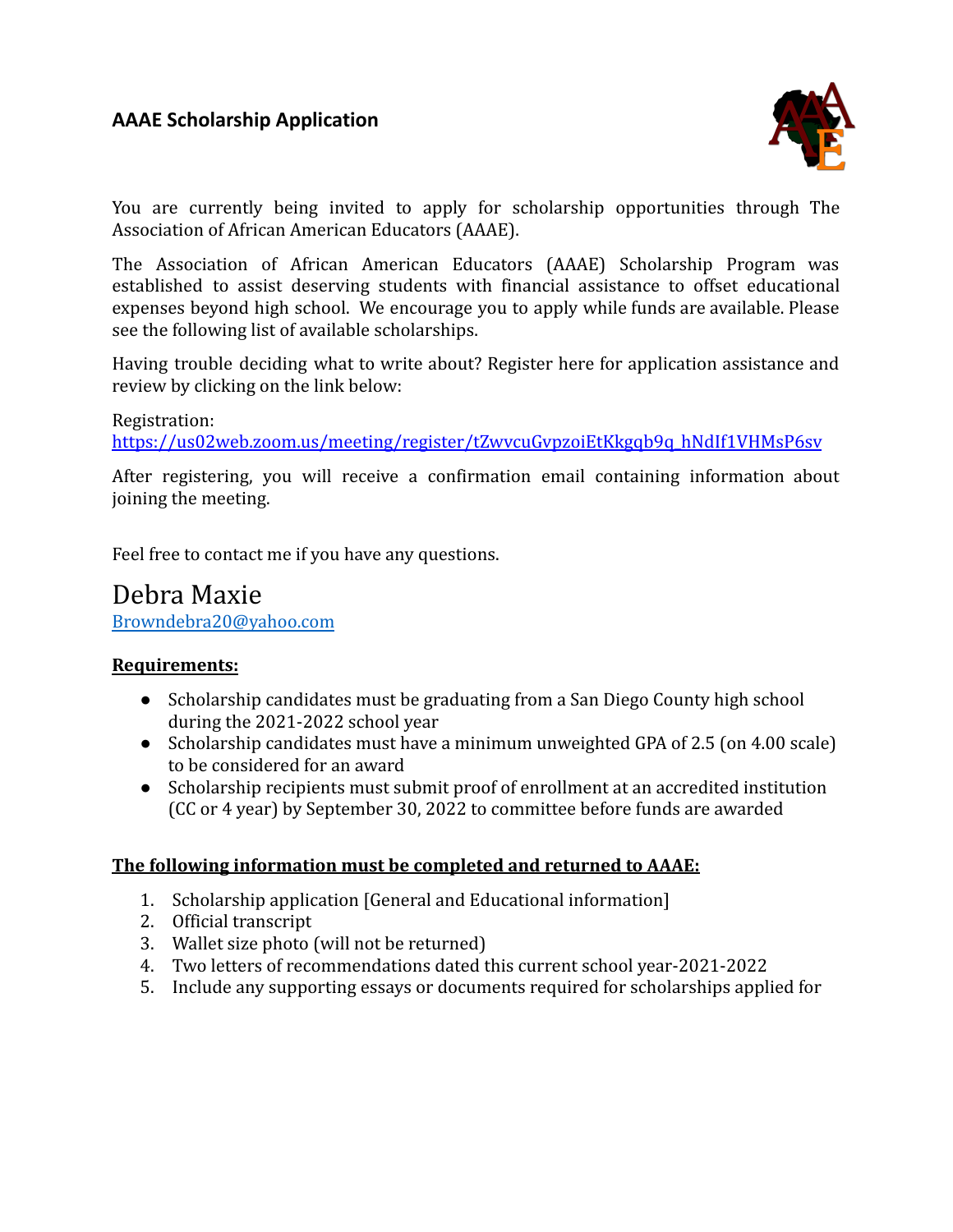## AAAE Scholarship Application

You are currently being invited to apply for scholarship opportunities through The Association of African American Educators (AAAE).

The Association of African American Educators (AAAE) Scholarship Program was established to assist deserving students with financial assistance to offset educational expenses beyond high school. We encourage you to apply while funds are available. Please see the following list of available scholarships.

Having trouble deciding what to write about? Register here for application assistance and review by clicking on the link below:

Registration:
[https://us02web.zoom.us/meeting/register/tZwvcuGvpzoiEtKkgqb9q_hNdIf1VHMsP6sv](https://us02web.zoom.us/meeting/register/tZwvcuGvpzoiEtKkgqb9q_hNdIf1VHMsP6sv)

After registering, you will receive a confirmation email containing information about joining the meeting.

Feel free to contact me if you have any questions.

Debra Maxie
[Browndebra20@yahoo.com](mailto:Browndebra20@yahoo.com)

**Requirements:**

- Scholarship candidates must be graduating from a San Diego County high school during the 2021-2022 school year
- Scholarship candidates must have a minimum unweighted GPA of 2.5 (on 4.00 scale) to be considered for an award
- Scholarship recipients must submit proof of enrollment at an accredited institution (CC or 4 year) by September 30, 2022 to committee before funds are awarded

**The following information must be completed and returned to AAAE:**

1. Scholarship application [General and Educational information]
2. Official transcript
3. Wallet size photo (will not be returned)
4. Two letters of recommendations dated this current school year-2021-2022
5. Include any supporting essays or documents required for scholarships applied for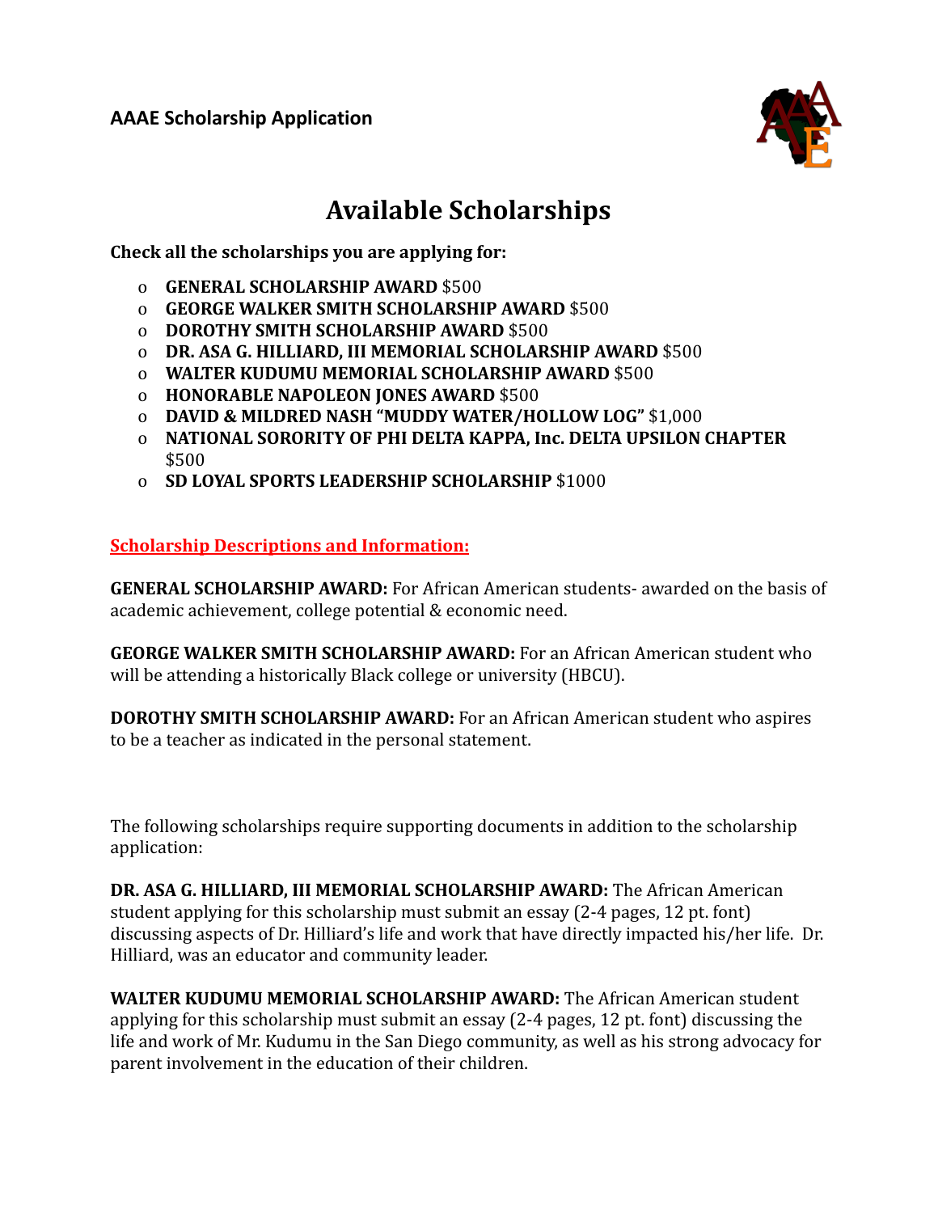**AAAE Scholarship Application**

# Available Scholarships

**Check all the scholarships you are applying for:**

- o **GENERAL SCHOLARSHIP AWARD** $500
- o **GEORGE WALKER SMITH SCHOLARSHIP AWARD** $500
- o **DOROTHY SMITH SCHOLARSHIP AWARD** $500
- o **DR. ASA G. HILLIARD, III MEMORIAL SCHOLARSHIP AWARD** $500
- o **WALTER KUDUMU MEMORIAL SCHOLARSHIP AWARD** $500
- o **HONORABLE NAPOLEON JONES AWARD** $500
- o **DAVID & MILDRED NASH "MUDDY WATER/HOLLOW LOG"** $1,000
- o **NATIONAL SORORITY OF PHI DELTA KAPPA, Inc. DELTA UPSILON CHAPTER** $500
- o **SD LOYAL SPORTS LEADERSHIP SCHOLARSHIP** $1000

**Scholarship Descriptions and Information:**

**GENERAL SCHOLARSHIP AWARD:** For African American students- awarded on the basis of academic achievement, college potential & economic need.

**GEORGE WALKER SMITH SCHOLARSHIP AWARD:** For an African American student who will be attending a historically Black college or university (HBCU).

**DOROTHY SMITH SCHOLARSHIP AWARD:** For an African American student who aspires to be a teacher as indicated in the personal statement.

The following scholarships require supporting documents in addition to the scholarship application:

**DR. ASA G. HILLIARD, III MEMORIAL SCHOLARSHIP AWARD:** The African American student applying for this scholarship must submit an essay (2-4 pages, 12 pt. font) discussing aspects of Dr. Hilliard's life and work that have directly impacted his/her life. Dr. Hilliard, was an educator and community leader.

**WALTER KUDUMU MEMORIAL SCHOLARSHIP AWARD:** The African American student applying for this scholarship must submit an essay (2-4 pages, 12 pt. font) discussing the life and work of Mr. Kudumu in the San Diego community, as well as his strong advocacy for parent involvement in the education of their children.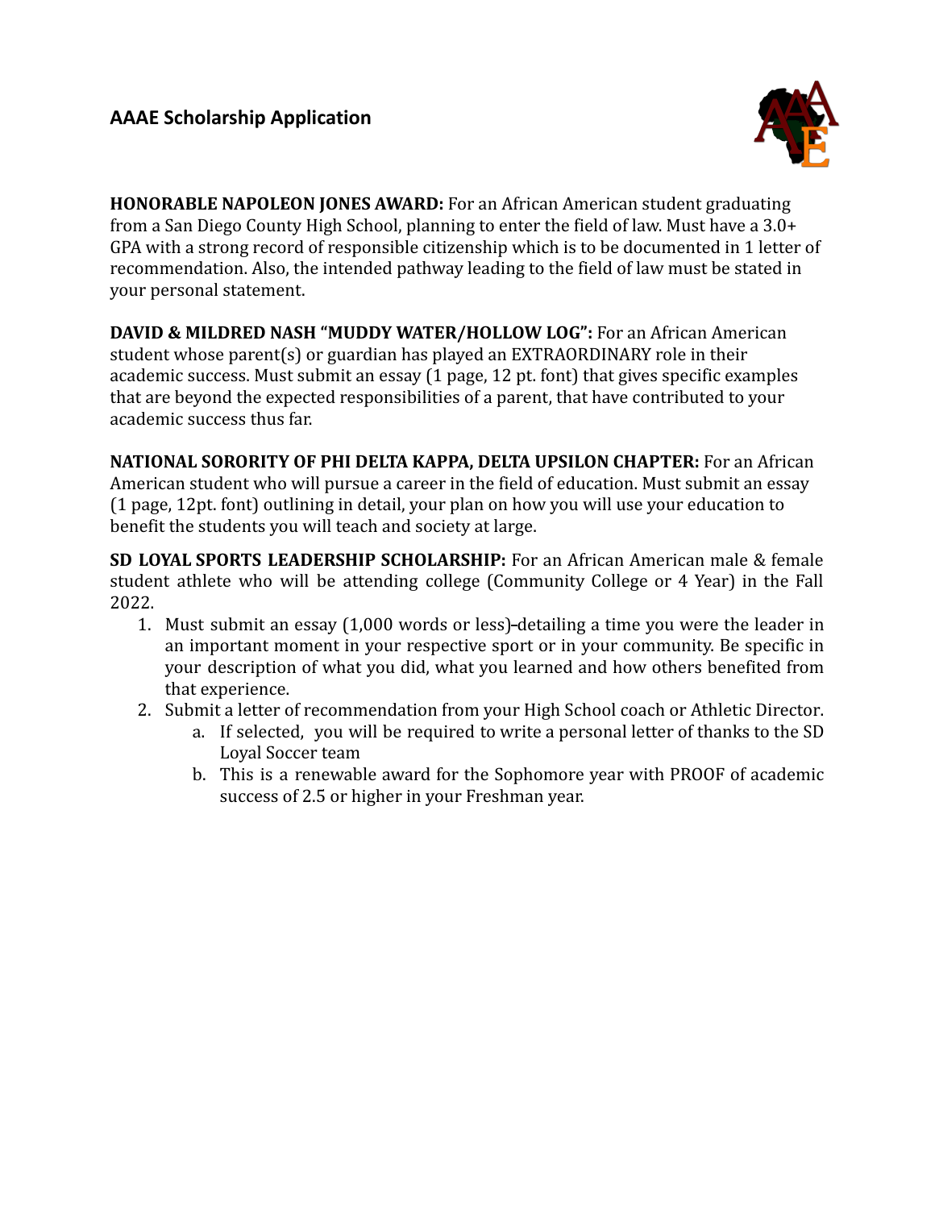## AAAE Scholarship Application

**HONORABLE NAPOLEON JONES AWARD:** For an African American student graduating from a San Diego County High School, planning to enter the field of law. Must have a 3.0+ GPA with a strong record of responsible citizenship which is to be documented in 1 letter of recommendation. Also, the intended pathway leading to the field of law must be stated in your personal statement.

**DAVID & MILDRED NASH "MUDDY WATER/HOLLOW LOG":** For an African American student whose parent(s) or guardian has played an EXTRAORDINARY role in their academic success. Must submit an essay (1 page, 12 pt. font) that gives specific examples that are beyond the expected responsibilities of a parent, that have contributed to your academic success thus far.

**NATIONAL SORORITY OF PHI DELTA KAPPA, DELTA UPSILON CHAPTER:** For an African American student who will pursue a career in the field of education. Must submit an essay (1 page, 12pt. font) outlining in detail, your plan on how you will use your education to benefit the students you will teach and society at large.

**SD LOYAL SPORTS LEADERSHIP SCHOLARSHIP:** For an African American male & female student athlete who will be attending college (Community College or 4 Year) in the Fall 2022.

1. Must submit an essay (1,000 words or less) detailing a time you were the leader in an important moment in your respective sport or in your community. Be specific in your description of what you did, what you learned and how others benefited from that experience.
2. Submit a letter of recommendation from your High School coach or Athletic Director.
   a. If selected, you will be required to write a personal letter of thanks to the SD Loyal Soccer team
   b. This is a renewable award for the Sophomore year with PROOF of academic success of 2.5 or higher in your Freshman year.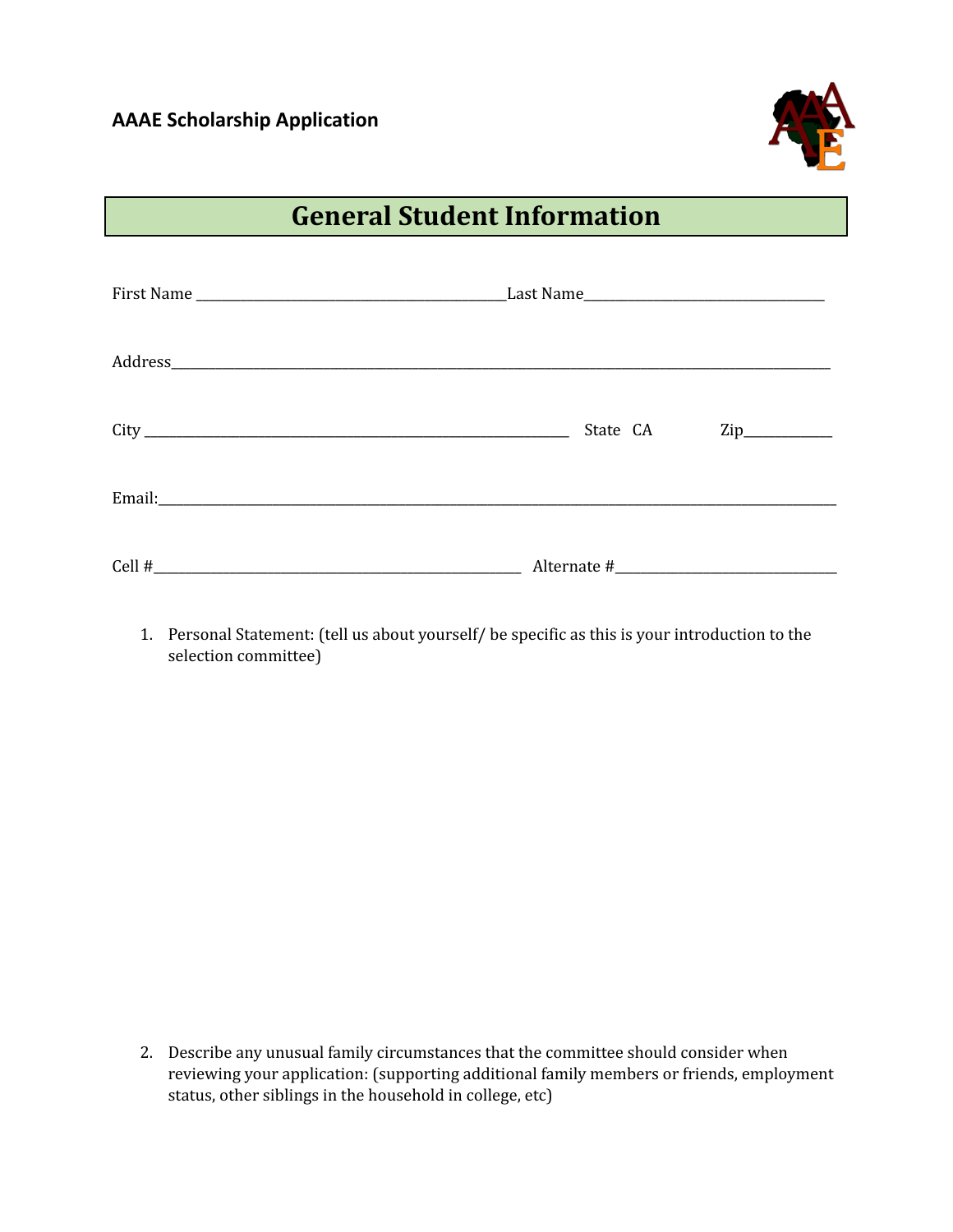**AAAE Scholarship Application**

# General Student Information

First Name ____________________________________________Last Name_________________________________

Address____________________________________________________________________________________________________

City ____________________________________________________________ State CA Zip____________

Email:______________________________________________________________________________________________________

Cell #____________________________________________________ Alternate #_______________________________

1. Personal Statement: (tell us about yourself/ be specific as this is your introduction to the selection committee)

2. Describe any unusual family circumstances that the committee should consider when reviewing your application: (supporting additional family members or friends, employment status, other siblings in the household in college, etc)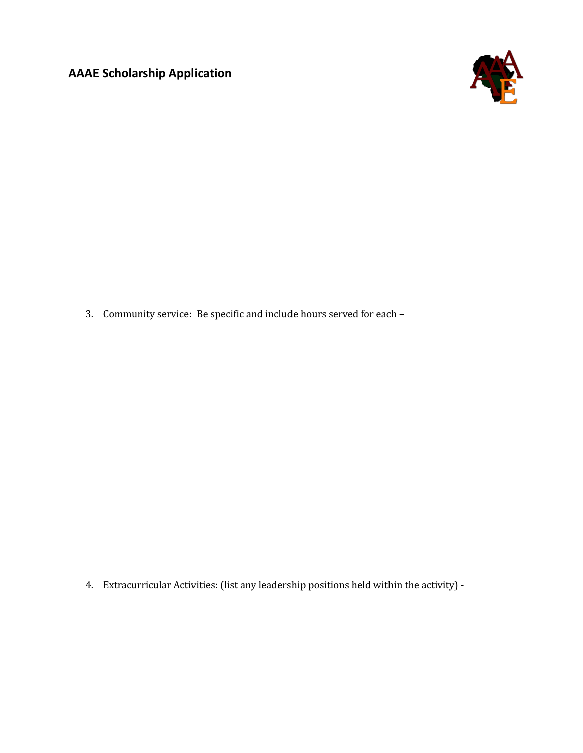**AAAE Scholarship Application**

3. Community service:  Be specific and include hours served for each –

4. Extracurricular Activities: (list any leadership positions held within the activity) -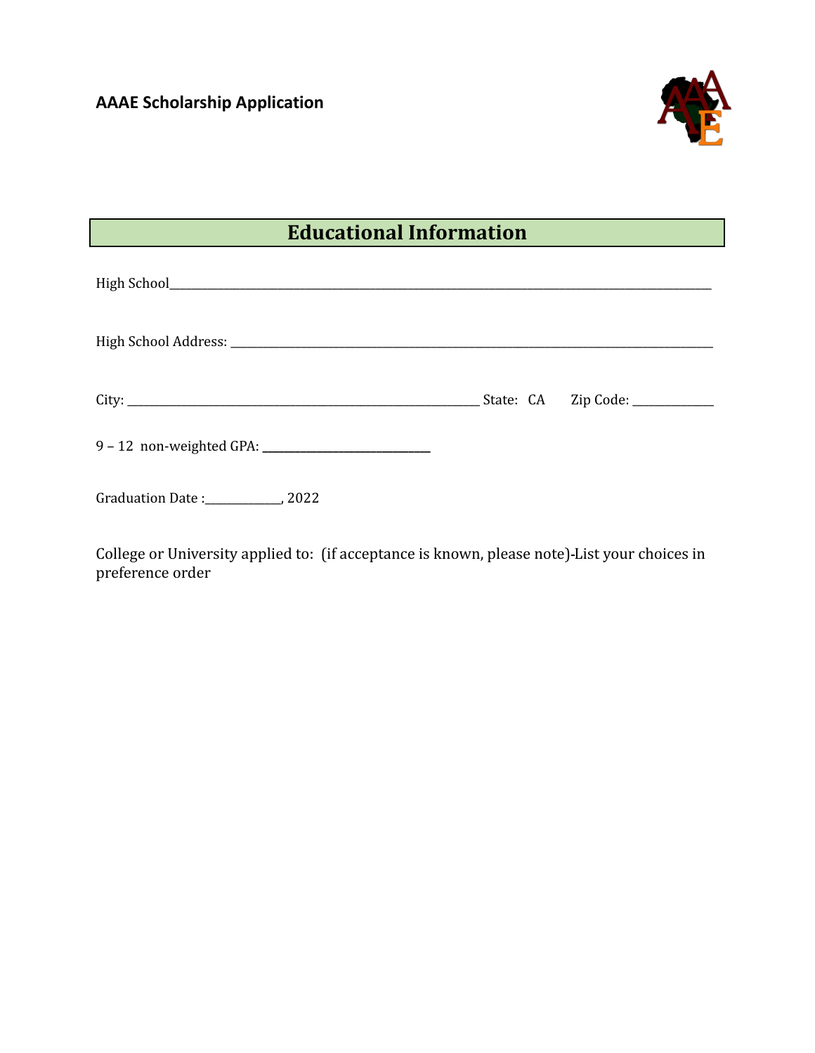**AAAE Scholarship Application**

## Educational Information

High School___________________________________________________________________________________________

High School Address: _________________________________________________________________________________

City: ______________________________________________________________ State: CA Zip Code: ______________

9 – 12 non-weighted GPA: ______________________________

Graduation Date :_____________, 2022

College or University applied to: (if acceptance is known, please note)-List your choices in preference order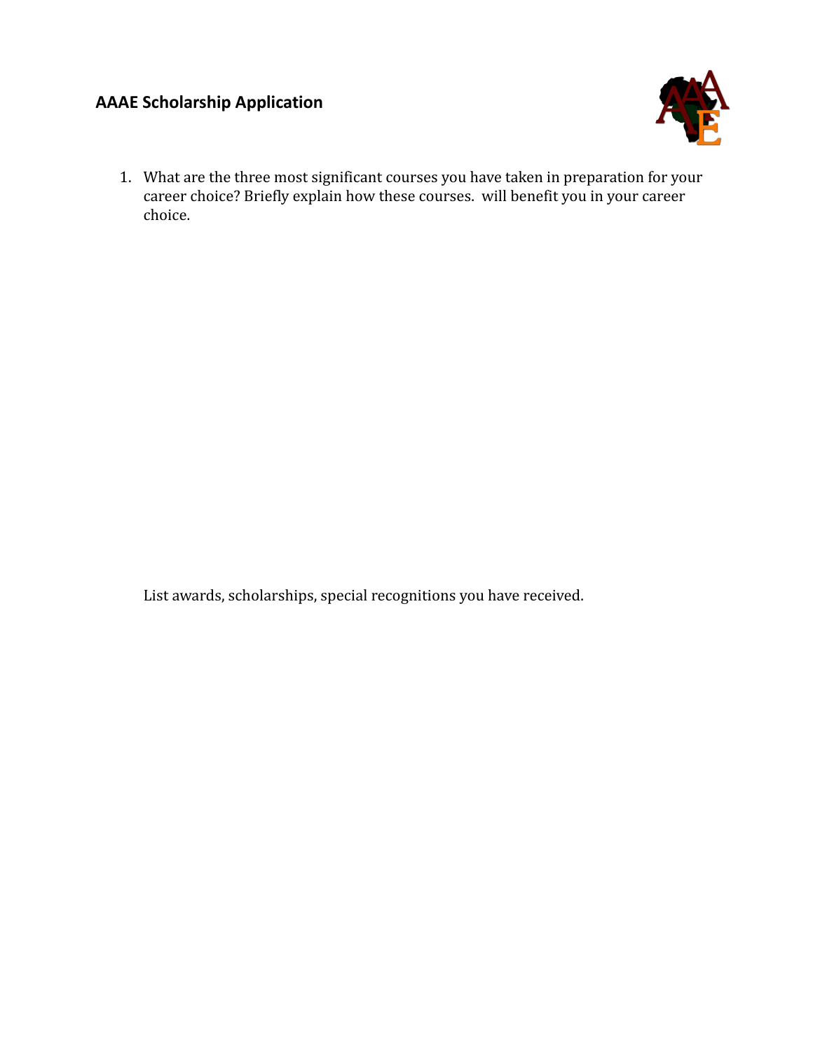## AAAE Scholarship Application

1. What are the three most significant courses you have taken in preparation for your career choice? Briefly explain how these courses. will benefit you in your career choice.

List awards, scholarships, special recognitions you have received.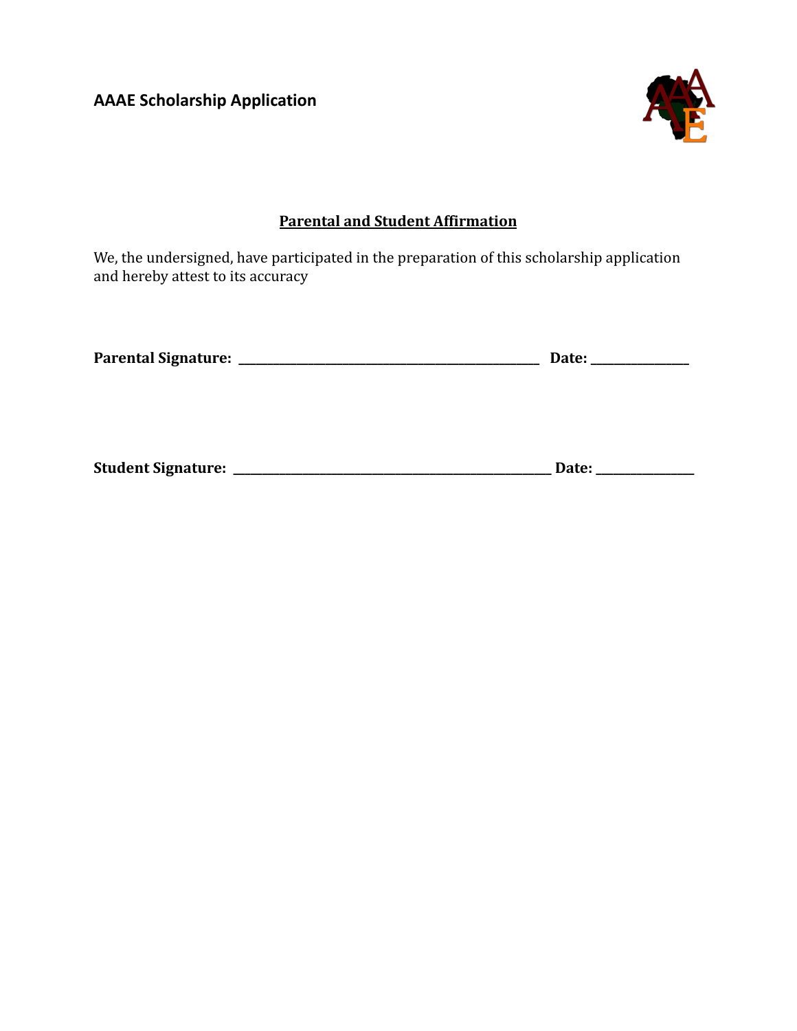**AAAE Scholarship Application**

## Parental and Student Affirmation

We, the undersigned, have participated in the preparation of this scholarship application and hereby attest to its accuracy

**Parental Signature: \_\_\_\_\_\_\_\_\_\_\_\_\_\_\_\_\_\_\_\_\_\_\_\_\_\_\_\_\_\_\_\_\_\_\_\_\_\_\_\_\_\_\_\_\_\_ Date: \_\_\_\_\_\_\_\_\_\_\_\_\_\_\_**

**Student Signature: \_\_\_\_\_\_\_\_\_\_\_\_\_\_\_\_\_\_\_\_\_\_\_\_\_\_\_\_\_\_\_\_\_\_\_\_\_\_\_\_\_\_\_\_\_\_\_\_\_ Date: \_\_\_\_\_\_\_\_\_\_\_\_\_\_\_**